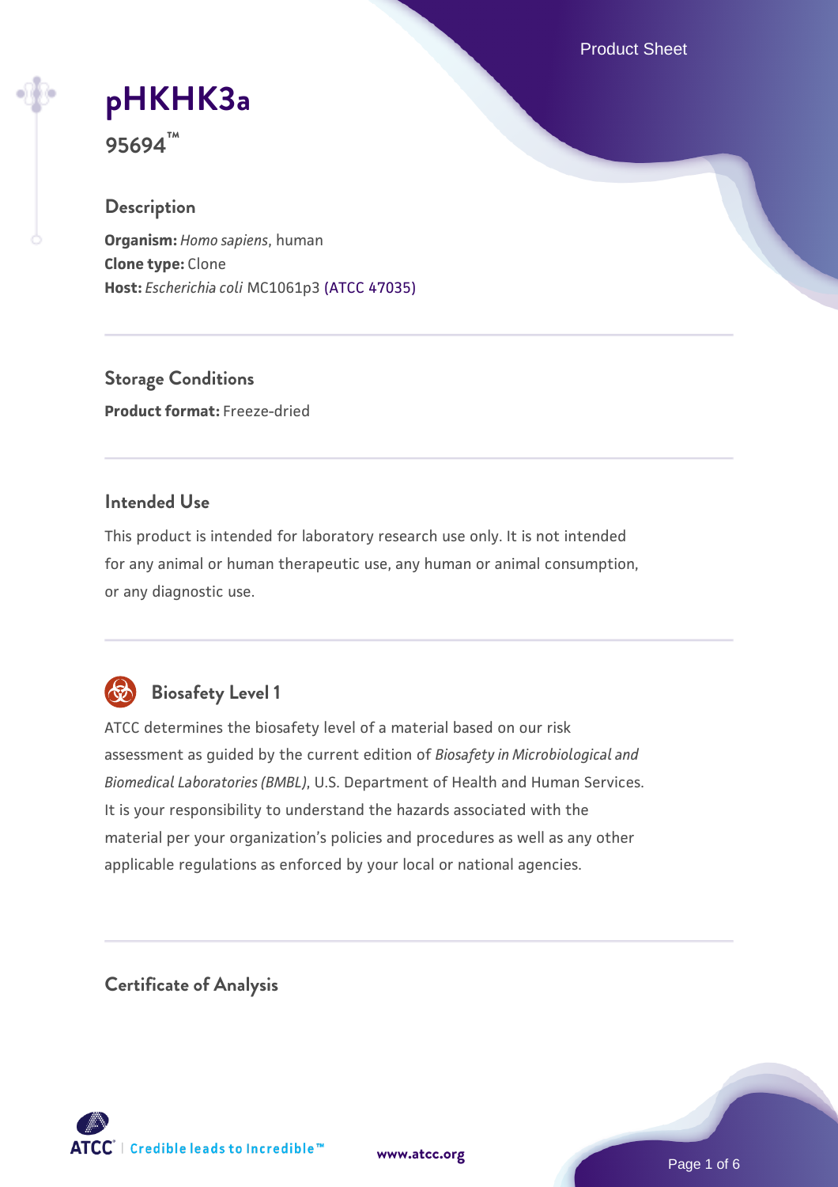# pHKHK3a

**95694™**

## Description

**Organism:** *Homo sapiens*, human
**Clone type:** Clone
**Host:** *Escherichia coli* MC1061p3 (ATCC 47035)

## Storage Conditions

**Product format:** Freeze-dried

## Intended Use

This product is intended for laboratory research use only. It is not intended for any animal or human therapeutic use, any human or animal consumption, or any diagnostic use.

## Biosafety Level 1

ATCC determines the biosafety level of a material based on our risk assessment as guided by the current edition of *Biosafety in Microbiological and Biomedical Laboratories (BMBL)*, U.S. Department of Health and Human Services. It is your responsibility to understand the hazards associated with the material per your organization's policies and procedures as well as any other applicable regulations as enforced by your local or national agencies.

## Certificate of Analysis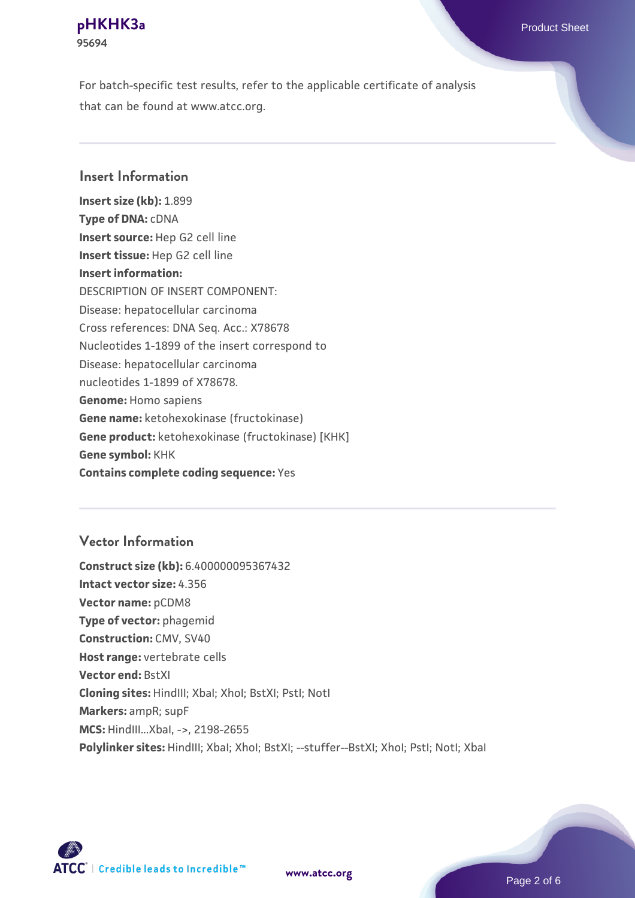For batch-specific test results, refer to the applicable certificate of analysis that can be found at www.atcc.org.

## Insert Information

**Insert size (kb):** 1.899
**Type of DNA:** cDNA
**Insert source:** Hep G2 cell line
**Insert tissue:** Hep G2 cell line
**Insert information:**
DESCRIPTION OF INSERT COMPONENT:
Disease: hepatocellular carcinoma
Cross references: DNA Seq. Acc.: X78678
Nucleotides 1-1899 of the insert correspond to
Disease: hepatocellular carcinoma
nucleotides 1-1899 of X78678.
**Genome:** Homo sapiens
**Gene name:** ketohexokinase (fructokinase)
**Gene product:** ketohexokinase (fructokinase) [KHK]
**Gene symbol:** KHK
**Contains complete coding sequence:** Yes

## Vector Information

**Construct size (kb):** 6.400000095367432
**Intact vector size:** 4.356
**Vector name:** pCDM8
**Type of vector:** phagemid
**Construction:** CMV, SV40
**Host range:** vertebrate cells
**Vector end:** BstXI
**Cloning sites:** HindIII; XbaI; XhoI; BstXI; PstI; NotI
**Markers:** ampR; supF
**MCS:** HindIII...XbaI, ->, 2198-2655
**Polylinker sites:** HindIII; XbaI; XhoI; BstXI; --stuffer--BstXI; XhoI; PstI; NotI; XbaI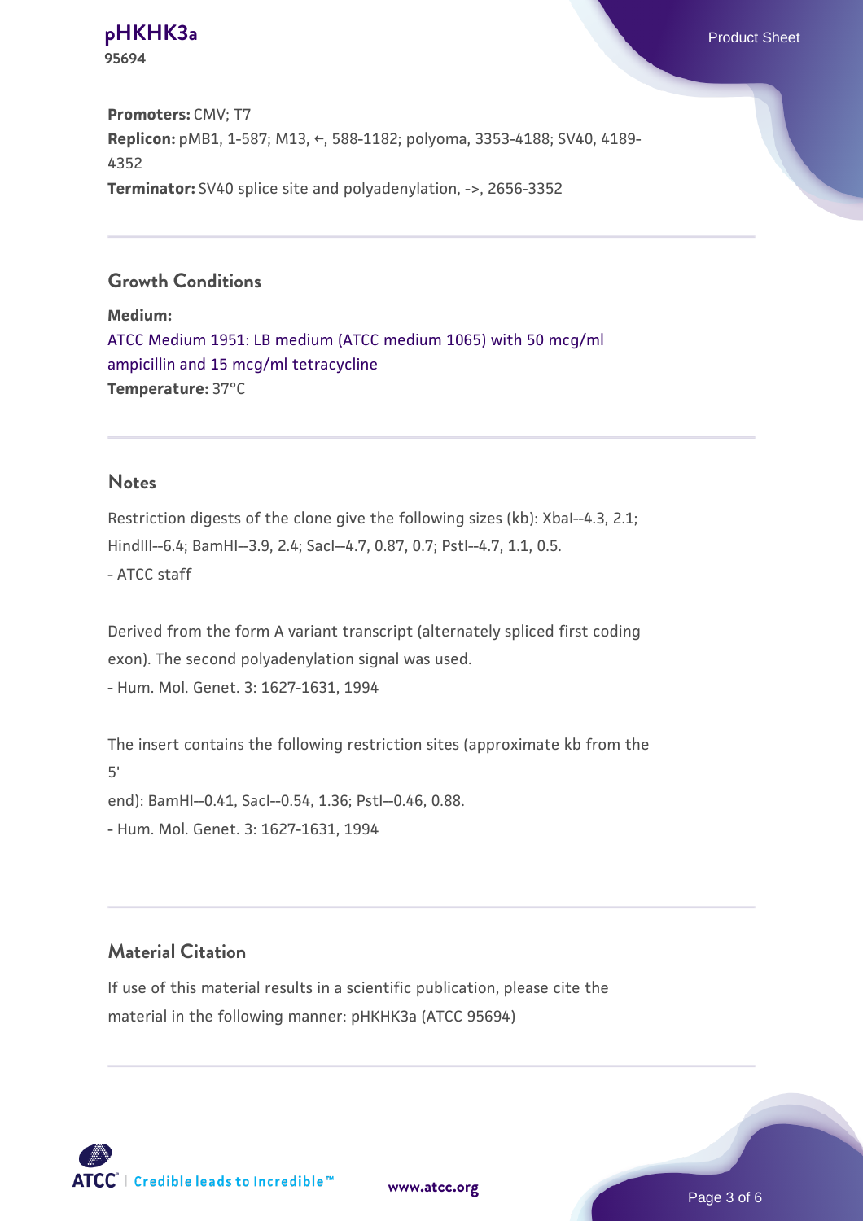**Promoters:** CMV; T7
**Replicon:** pMB1, 1-587; M13, ←, 588-1182; polyoma, 3353-4188; SV40, 4189-4352
**Terminator:** SV40 splice site and polyadenylation, ->, 2656-3352

## Growth Conditions

**Medium:**
ATCC Medium 1951: LB medium (ATCC medium 1065) with 50 mcg/ml ampicillin and 15 mcg/ml tetracycline
**Temperature:** 37°C

## Notes

Restriction digests of the clone give the following sizes (kb): XbaI--4.3, 2.1; HindIII--6.4; BamHI--3.9, 2.4; SacI--4.7, 0.87, 0.7; PstI--4.7, 1.1, 0.5.
- ATCC staff

Derived from the form A variant transcript (alternately spliced first coding exon). The second polyadenylation signal was used.
- Hum. Mol. Genet. 3: 1627-1631, 1994

The insert contains the following restriction sites (approximate kb from the 5'
end): BamHI--0.41, SacI--0.54, 1.36; PstI--0.46, 0.88.
- Hum. Mol. Genet. 3: 1627-1631, 1994

## Material Citation

If use of this material results in a scientific publication, please cite the material in the following manner: pHKHK3a (ATCC 95694)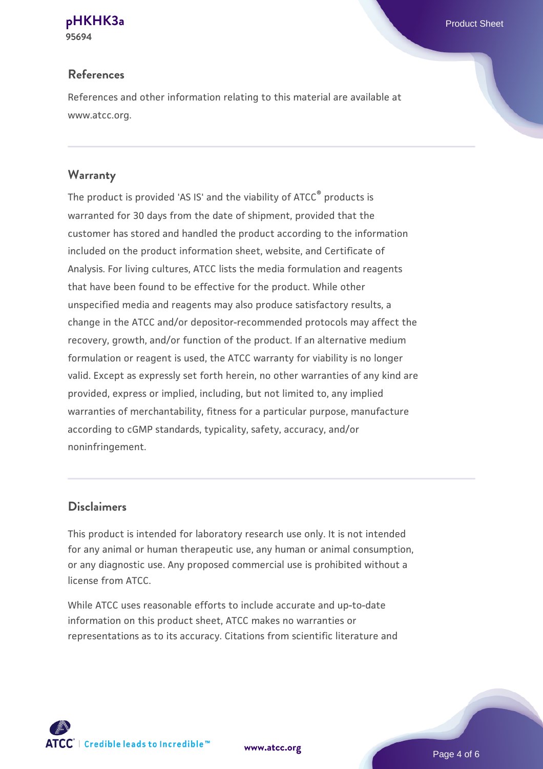## References

References and other information relating to this material are available at www.atcc.org.

## Warranty

The product is provided 'AS IS' and the viability of ATCC® products is warranted for 30 days from the date of shipment, provided that the customer has stored and handled the product according to the information included on the product information sheet, website, and Certificate of Analysis. For living cultures, ATCC lists the media formulation and reagents that have been found to be effective for the product. While other unspecified media and reagents may also produce satisfactory results, a change in the ATCC and/or depositor-recommended protocols may affect the recovery, growth, and/or function of the product. If an alternative medium formulation or reagent is used, the ATCC warranty for viability is no longer valid. Except as expressly set forth herein, no other warranties of any kind are provided, express or implied, including, but not limited to, any implied warranties of merchantability, fitness for a particular purpose, manufacture according to cGMP standards, typicality, safety, accuracy, and/or noninfringement.

## Disclaimers

This product is intended for laboratory research use only. It is not intended for any animal or human therapeutic use, any human or animal consumption, or any diagnostic use. Any proposed commercial use is prohibited without a license from ATCC.

While ATCC uses reasonable efforts to include accurate and up-to-date information on this product sheet, ATCC makes no warranties or representations as to its accuracy. Citations from scientific literature and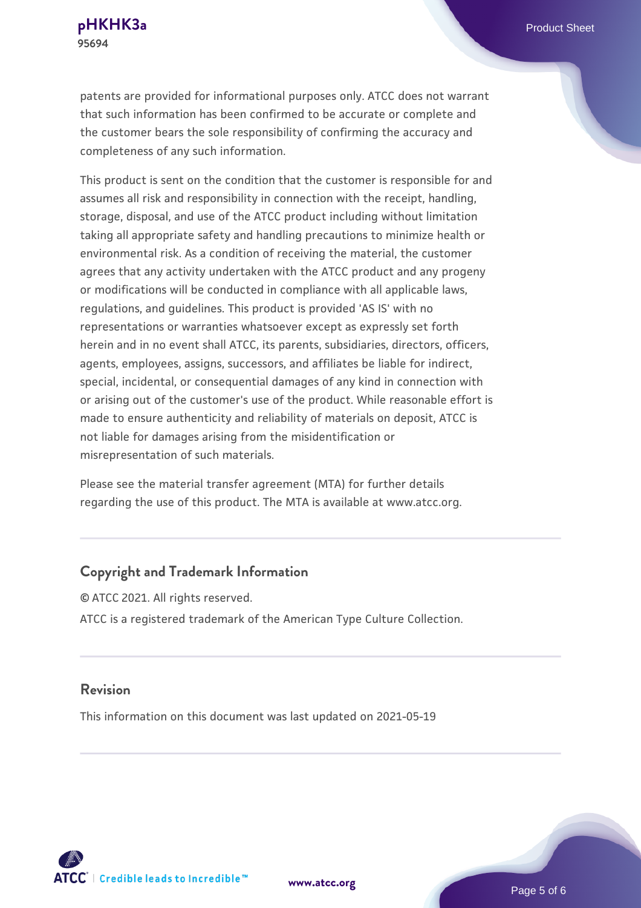patents are provided for informational purposes only. ATCC does not warrant that such information has been confirmed to be accurate or complete and the customer bears the sole responsibility of confirming the accuracy and completeness of any such information.

This product is sent on the condition that the customer is responsible for and assumes all risk and responsibility in connection with the receipt, handling, storage, disposal, and use of the ATCC product including without limitation taking all appropriate safety and handling precautions to minimize health or environmental risk. As a condition of receiving the material, the customer agrees that any activity undertaken with the ATCC product and any progeny or modifications will be conducted in compliance with all applicable laws, regulations, and guidelines. This product is provided 'AS IS' with no representations or warranties whatsoever except as expressly set forth herein and in no event shall ATCC, its parents, subsidiaries, directors, officers, agents, employees, assigns, successors, and affiliates be liable for indirect, special, incidental, or consequential damages of any kind in connection with or arising out of the customer's use of the product. While reasonable effort is made to ensure authenticity and reliability of materials on deposit, ATCC is not liable for damages arising from the misidentification or misrepresentation of such materials.

Please see the material transfer agreement (MTA) for further details regarding the use of this product. The MTA is available at www.atcc.org.

## Copyright and Trademark Information

© ATCC 2021. All rights reserved.

ATCC is a registered trademark of the American Type Culture Collection.

## Revision

This information on this document was last updated on 2021-05-19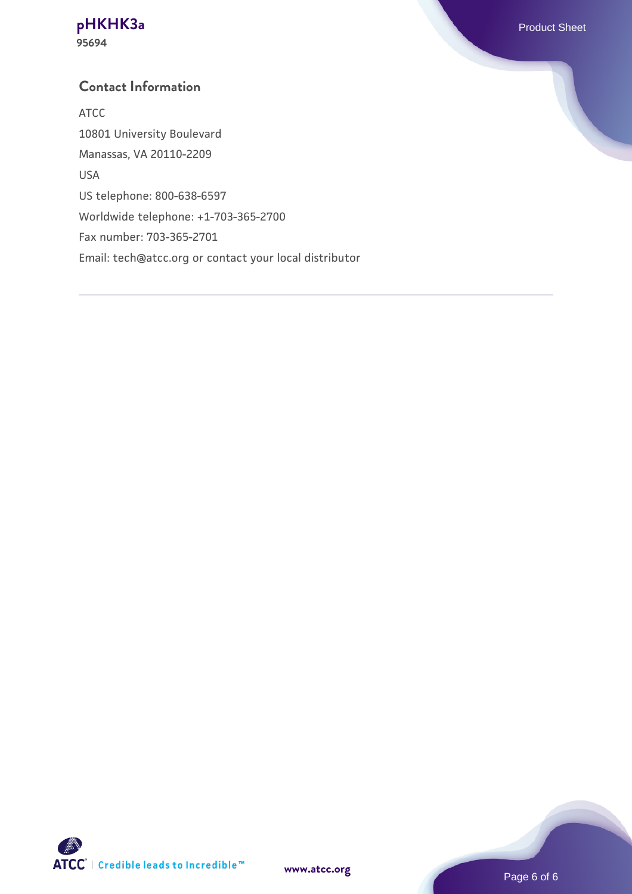## Contact Information

ATCC
10801 University Boulevard
Manassas, VA 20110-2209
USA
US telephone: 800-638-6597
Worldwide telephone: +1-703-365-2700
Fax number: 703-365-2701
Email: tech@atcc.org or contact your local distributor